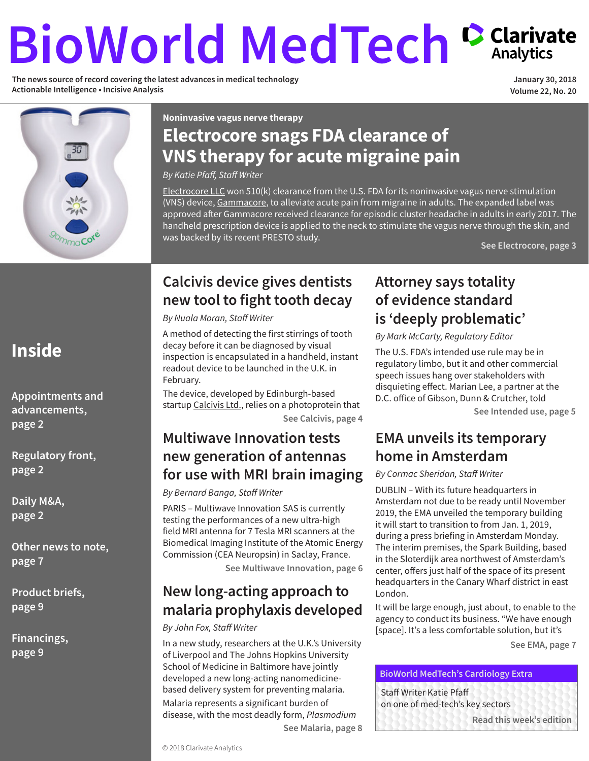# BioWorld MedTech

Clarivate Analytics

The news source of record covering the latest advances in medical technology
Actionable Intelligence • Incisive Analysis

January 30, 2018
Volume 22, No. 20

**Noninvasive vagus nerve therapy**

## Electrocore snags FDA clearance of VNS therapy for acute migraine pain

*By Katie Pfaff, Staff Writer*

Electrocore LLC won 510(k) clearance from the U.S. FDA for its noninvasive vagus nerve stimulation (VNS) device, Gammacore, to alleviate acute pain from migraine in adults. The expanded label was approved after Gammacore received clearance for episodic cluster headache in adults in early 2017. The handheld prescription device is applied to the neck to stimulate the vagus nerve through the skin, and was backed by its recent PRESTO study.

**See Electrocore, page 3**

## Calcivis device gives dentists new tool to fight tooth decay

*By Nuala Moran, Staff Writer*

A method of detecting the first stirrings of tooth decay before it can be diagnosed by visual inspection is encapsulated in a handheld, instant readout device to be launched in the U.K. in February.

The device, developed by Edinburgh-based startup Calcivis Ltd., relies on a photoprotein that

**See Calcivis, page 4**

## Multiwave Innovation tests new generation of antennas for use with MRI brain imaging

*By Bernard Banga, Staff Writer*

PARIS – Multiwave Innovation SAS is currently testing the performances of a new ultra-high field MRI antenna for 7 Tesla MRI scanners at the Biomedical Imaging Institute of the Atomic Energy Commission (CEA Neuropsin) in Saclay, France.

**See Multiwave Innovation, page 6**

## New long-acting approach to malaria prophylaxis developed

*By John Fox, Staff Writer*

In a new study, researchers at the U.K.'s University of Liverpool and The Johns Hopkins University School of Medicine in Baltimore have jointly developed a new long-acting nanomedicine-based delivery system for preventing malaria.

Malaria represents a significant burden of disease, with the most deadly form, *Plasmodium*

**See Malaria, page 8**

## Attorney says totality of evidence standard is 'deeply problematic'

*By Mark McCarty, Regulatory Editor*

The U.S. FDA's intended use rule may be in regulatory limbo, but it and other commercial speech issues hang over stakeholders with disquieting effect. Marian Lee, a partner at the D.C. office of Gibson, Dunn & Crutcher, told

**See Intended use, page 5**

## EMA unveils its temporary home in Amsterdam

*By Cormac Sheridan, Staff Writer*

DUBLIN – With its future headquarters in Amsterdam not due to be ready until November 2019, the EMA unveiled the temporary building it will start to transition to from Jan. 1, 2019, during a press briefing in Amsterdam Monday. The interim premises, the Spark Building, based in the Sloterdijk area northwest of Amsterdam's center, offers just half of the space of its present headquarters in the Canary Wharf district in east London.

It will be large enough, just about, to enable to the agency to conduct its business. "We have enough [space]. It's a less comfortable solution, but it's

**See EMA, page 7**

**BioWorld MedTech's Cardiology Extra**

Staff Writer Katie Pfaff on one of med-tech's key sectors

**Read this week's edition**

## Inside

**Appointments and advancements, page 2**

**Regulatory front, page 2**

**Daily M&A, page 2**

**Other news to note, page 7**

**Product briefs, page 9**

**Financings, page 9**

© 2018 Clarivate Analytics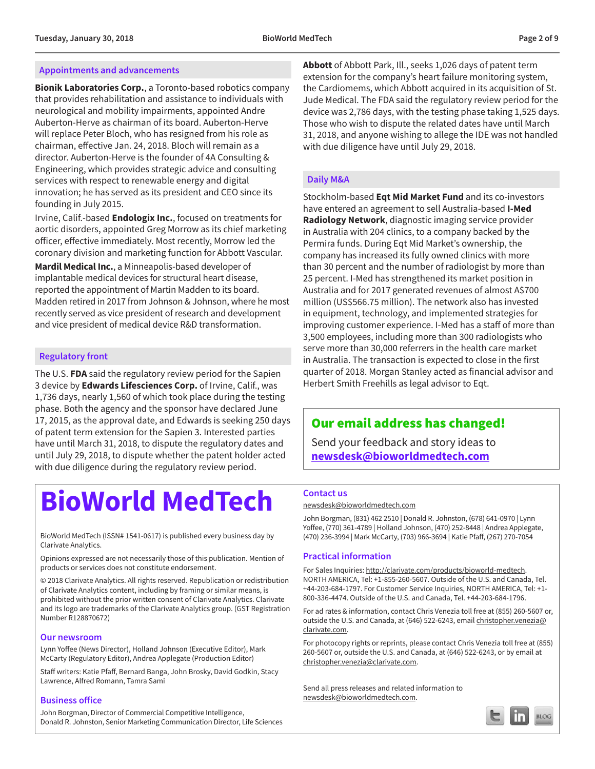## Appointments and advancements

**Bionik Laboratories Corp.**, a Toronto-based robotics company that provides rehabilitation and assistance to individuals with neurological and mobility impairments, appointed Andre Auberton-Herve as chairman of its board. Auberton-Herve will replace Peter Bloch, who has resigned from his role as chairman, effective Jan. 24, 2018. Bloch will remain as a director. Auberton-Herve is the founder of 4A Consulting & Engineering, which provides strategic advice and consulting services with respect to renewable energy and digital innovation; he has served as its president and CEO since its founding in July 2015.

Irvine, Calif.-based **Endologix Inc.**, focused on treatments for aortic disorders, appointed Greg Morrow as its chief marketing officer, effective immediately. Most recently, Morrow led the coronary division and marketing function for Abbott Vascular.

**Mardil Medical Inc.**, a Minneapolis-based developer of implantable medical devices for structural heart disease, reported the appointment of Martin Madden to its board. Madden retired in 2017 from Johnson & Johnson, where he most recently served as vice president of research and development and vice president of medical device R&D transformation.

## Regulatory front

The U.S. **FDA** said the regulatory review period for the Sapien 3 device by **Edwards Lifesciences Corp.** of Irvine, Calif., was 1,736 days, nearly 1,560 of which took place during the testing phase. Both the agency and the sponsor have declared June 17, 2015, as the approval date, and Edwards is seeking 250 days of patent term extension for the Sapien 3. Interested parties have until March 31, 2018, to dispute the regulatory dates and until July 29, 2018, to dispute whether the patent holder acted with due diligence during the regulatory review period.

**Abbott** of Abbott Park, Ill., seeks 1,026 days of patent term extension for the company's heart failure monitoring system, the Cardiomems, which Abbott acquired in its acquisition of St. Jude Medical. The FDA said the regulatory review period for the device was 2,786 days, with the testing phase taking 1,525 days. Those who wish to dispute the related dates have until March 31, 2018, and anyone wishing to allege the IDE was not handled with due diligence have until July 29, 2018.

## Daily M&A

Stockholm-based **Eqt Mid Market Fund** and its co-investors have entered an agreement to sell Australia-based **I-Med Radiology Network**, diagnostic imaging service provider in Australia with 204 clinics, to a company backed by the Permira funds. During Eqt Mid Market's ownership, the company has increased its fully owned clinics with more than 30 percent and the number of radiologist by more than 25 percent. I-Med has strengthened its market position in Australia and for 2017 generated revenues of almost A$700 million (US$566.75 million). The network also has invested in equipment, technology, and implemented strategies for improving customer experience. I-Med has a staff of more than 3,500 employees, including more than 300 radiologists who serve more than 30,000 referrers in the health care market in Australia. The transaction is expected to close in the first quarter of 2018. Morgan Stanley acted as financial advisor and Herbert Smith Freehills as legal advisor to Eqt.

**Our email address has changed!**

Send your feedback and story ideas to **newsdesk@bioworldmedtech.com**

# BioWorld MedTech

BioWorld MedTech (ISSN# 1541-0617) is published every business day by Clarivate Analytics.

Opinions expressed are not necessarily those of this publication. Mention of products or services does not constitute endorsement.

© 2018 Clarivate Analytics. All rights reserved. Republication or redistribution of Clarivate Analytics content, including by framing or similar means, is prohibited without the prior written consent of Clarivate Analytics. Clarivate and its logo are trademarks of the Clarivate Analytics group. (GST Registration Number R128870672)

### Our newsroom

Lynn Yoffee (News Director), Holland Johnson (Executive Editor), Mark McCarty (Regulatory Editor), Andrea Applegate (Production Editor)

Staff writers: Katie Pfaff, Bernard Banga, John Brosky, David Godkin, Stacy Lawrence, Alfred Romann, Tamra Sami

### Business office

John Borgman, Director of Commercial Competitive Intelligence,
Donald R. Johnston, Senior Marketing Communication Director, Life Sciences

### Contact us

newsdesk@bioworldmedtech.com

John Borgman, (831) 462 2510 | Donald R. Johnston, (678) 641-0970 | Lynn Yoffee, (770) 361-4789 | Holland Johnson, (470) 252-8448 | Andrea Applegate, (470) 236-3994 | Mark McCarty, (703) 966-3694 | Katie Pfaff, (267) 270-7054

### Practical information

For Sales Inquiries: http://clarivate.com/products/bioworld-medtech. NORTH AMERICA, Tel: +1-855-260-5607. Outside of the U.S. and Canada, Tel. +44-203-684-1797. For Customer Service Inquiries, NORTH AMERICA, Tel: +1-800-336-4474. Outside of the U.S. and Canada, Tel. +44-203-684-1796.

For ad rates & information, contact Chris Venezia toll free at (855) 260-5607 or, outside the U.S. and Canada, at (646) 522-6243, email christopher.venezia@clarivate.com.

For photocopy rights or reprints, please contact Chris Venezia toll free at (855) 260-5607 or, outside the U.S. and Canada, at (646) 522-6243, or by email at christopher.venezia@clarivate.com.

Send all press releases and related information to newsdesk@bioworldmedtech.com.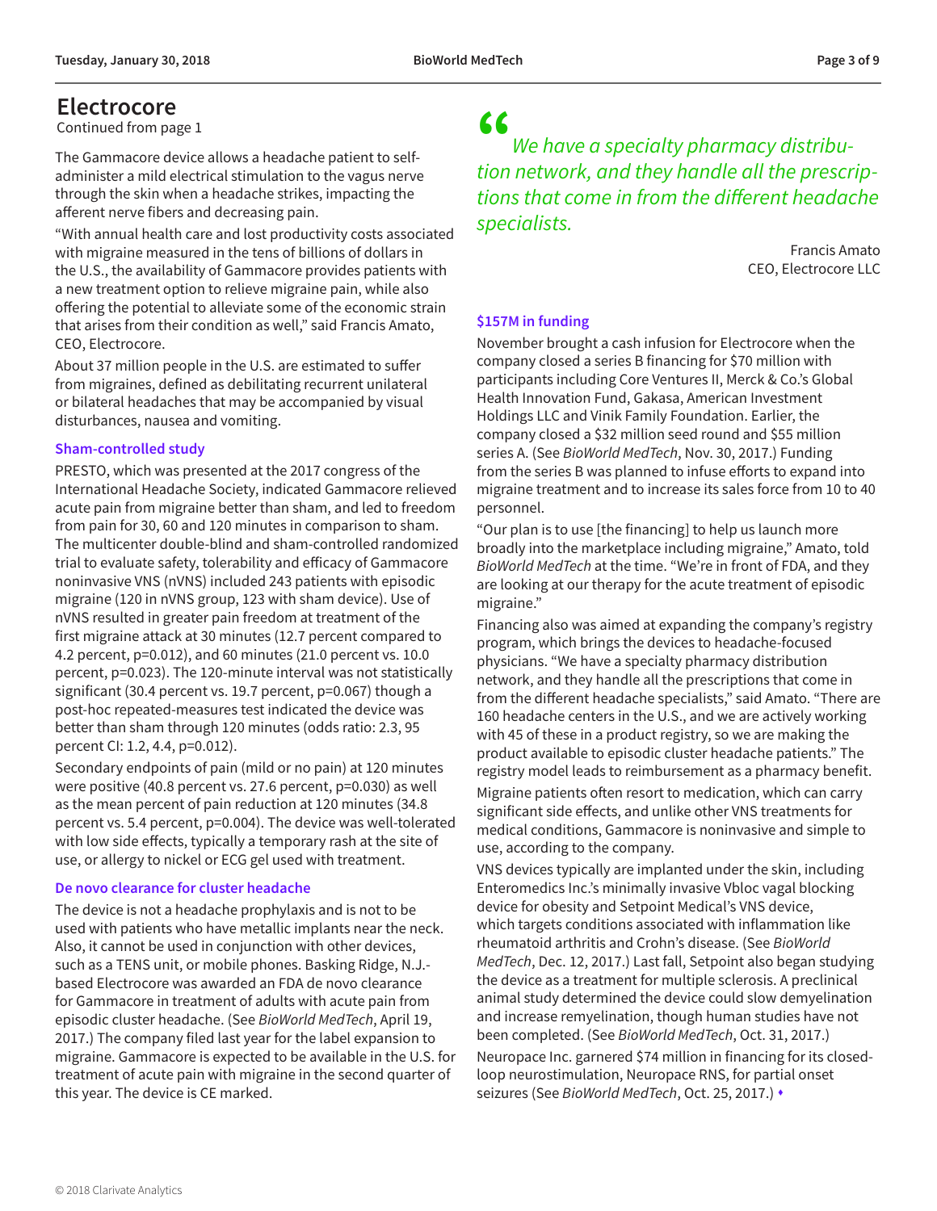## Electrocore

Continued from page 1

The Gammacore device allows a headache patient to self-administer a mild electrical stimulation to the vagus nerve through the skin when a headache strikes, impacting the afferent nerve fibers and decreasing pain.

"With annual health care and lost productivity costs associated with migraine measured in the tens of billions of dollars in the U.S., the availability of Gammacore provides patients with a new treatment option to relieve migraine pain, while also offering the potential to alleviate some of the economic strain that arises from their condition as well," said Francis Amato, CEO, Electrocore.

About 37 million people in the U.S. are estimated to suffer from migraines, defined as debilitating recurrent unilateral or bilateral headaches that may be accompanied by visual disturbances, nausea and vomiting.

### Sham-controlled study

PRESTO, which was presented at the 2017 congress of the International Headache Society, indicated Gammacore relieved acute pain from migraine better than sham, and led to freedom from pain for 30, 60 and 120 minutes in comparison to sham. The multicenter double-blind and sham-controlled randomized trial to evaluate safety, tolerability and efficacy of Gammacore noninvasive VNS (nVNS) included 243 patients with episodic migraine (120 in nVNS group, 123 with sham device). Use of nVNS resulted in greater pain freedom at treatment of the first migraine attack at 30 minutes (12.7 percent compared to 4.2 percent, p=0.012), and 60 minutes (21.0 percent vs. 10.0 percent, p=0.023). The 120-minute interval was not statistically significant (30.4 percent vs. 19.7 percent, p=0.067) though a post-hoc repeated-measures test indicated the device was better than sham through 120 minutes (odds ratio: 2.3, 95 percent CI: 1.2, 4.4, p=0.012).

Secondary endpoints of pain (mild or no pain) at 120 minutes were positive (40.8 percent vs. 27.6 percent, p=0.030) as well as the mean percent of pain reduction at 120 minutes (34.8 percent vs. 5.4 percent, p=0.004). The device was well-tolerated with low side effects, typically a temporary rash at the site of use, or allergy to nickel or ECG gel used with treatment.

### De novo clearance for cluster headache

The device is not a headache prophylaxis and is not to be used with patients who have metallic implants near the neck. Also, it cannot be used in conjunction with other devices, such as a TENS unit, or mobile phones. Basking Ridge, N.J.-based Electrocore was awarded an FDA de novo clearance for Gammacore in treatment of adults with acute pain from episodic cluster headache. (See *BioWorld MedTech*, April 19, 2017.) The company filed last year for the label expansion to migraine. Gammacore is expected to be available in the U.S. for treatment of acute pain with migraine in the second quarter of this year. The device is CE marked.

> *"We have a specialty pharmacy distribution network, and they handle all the prescriptions that come in from the different headache specialists.*
>
> Francis Amato
> CEO, Electrocore LLC

### $157M in funding

November brought a cash infusion for Electrocore when the company closed a series B financing for $70 million with participants including Core Ventures II, Merck & Co.'s Global Health Innovation Fund, Gakasa, American Investment Holdings LLC and Vinik Family Foundation. Earlier, the company closed a $32 million seed round and $55 million series A. (See *BioWorld MedTech*, Nov. 30, 2017.) Funding from the series B was planned to infuse efforts to expand into migraine treatment and to increase its sales force from 10 to 40 personnel.

"Our plan is to use [the financing] to help us launch more broadly into the marketplace including migraine," Amato, told *BioWorld MedTech* at the time. "We're in front of FDA, and they are looking at our therapy for the acute treatment of episodic migraine."

Financing also was aimed at expanding the company's registry program, which brings the devices to headache-focused physicians. "We have a specialty pharmacy distribution network, and they handle all the prescriptions that come in from the different headache specialists," said Amato. "There are 160 headache centers in the U.S., and we are actively working with 45 of these in a product registry, so we are making the product available to episodic cluster headache patients." The registry model leads to reimbursement as a pharmacy benefit.

Migraine patients often resort to medication, which can carry significant side effects, and unlike other VNS treatments for medical conditions, Gammacore is noninvasive and simple to use, according to the company.

VNS devices typically are implanted under the skin, including Enteromedics Inc.'s minimally invasive Vbloc vagal blocking device for obesity and Setpoint Medical's VNS device, which targets conditions associated with inflammation like rheumatoid arthritis and Crohn's disease. (See *BioWorld MedTech*, Dec. 12, 2017.) Last fall, Setpoint also began studying the device as a treatment for multiple sclerosis. A preclinical animal study determined the device could slow demyelination and increase remyelination, though human studies have not been completed. (See *BioWorld MedTech*, Oct. 31, 2017.)

Neuropace Inc. garnered $74 million in financing for its closed-loop neurostimulation, Neuropace RNS, for partial onset seizures (See *BioWorld MedTech*, Oct. 25, 2017.) ♦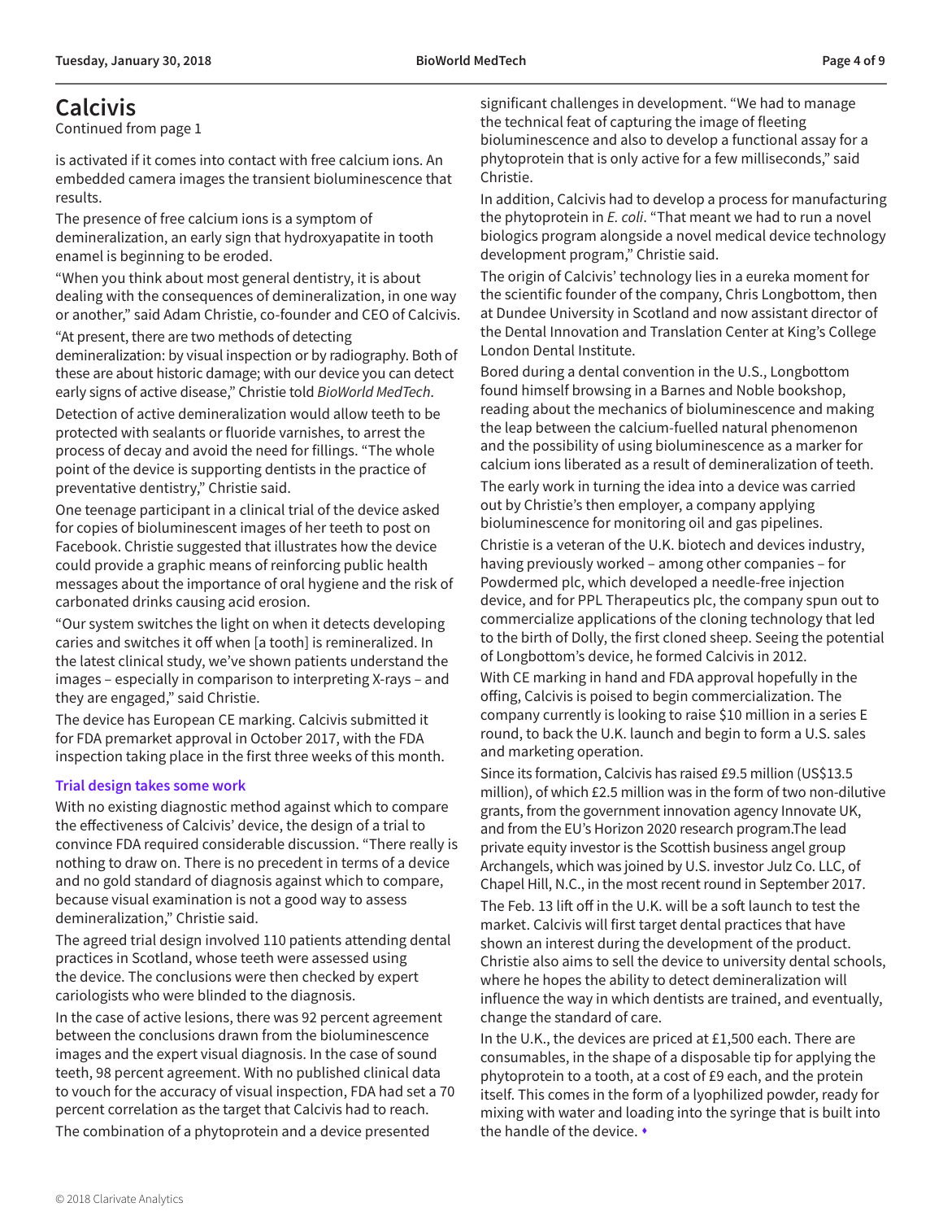# Calcivis

Continued from page 1

is activated if it comes into contact with free calcium ions. An embedded camera images the transient bioluminescence that results.

The presence of free calcium ions is a symptom of demineralization, an early sign that hydroxyapatite in tooth enamel is beginning to be eroded.

"When you think about most general dentistry, it is about dealing with the consequences of demineralization, in one way or another," said Adam Christie, co-founder and CEO of Calcivis.

"At present, there are two methods of detecting demineralization: by visual inspection or by radiography. Both of these are about historic damage; with our device you can detect early signs of active disease," Christie told *BioWorld MedTech*.

Detection of active demineralization would allow teeth to be protected with sealants or fluoride varnishes, to arrest the process of decay and avoid the need for fillings. "The whole point of the device is supporting dentists in the practice of preventative dentistry," Christie said.

One teenage participant in a clinical trial of the device asked for copies of bioluminescent images of her teeth to post on Facebook. Christie suggested that illustrates how the device could provide a graphic means of reinforcing public health messages about the importance of oral hygiene and the risk of carbonated drinks causing acid erosion.

"Our system switches the light on when it detects developing caries and switches it off when [a tooth] is remineralized. In the latest clinical study, we've shown patients understand the images – especially in comparison to interpreting X-rays – and they are engaged," said Christie.

The device has European CE marking. Calcivis submitted it for FDA premarket approval in October 2017, with the FDA inspection taking place in the first three weeks of this month.

## Trial design takes some work

With no existing diagnostic method against which to compare the effectiveness of Calcivis' device, the design of a trial to convince FDA required considerable discussion. "There really is nothing to draw on. There is no precedent in terms of a device and no gold standard of diagnosis against which to compare, because visual examination is not a good way to assess demineralization," Christie said.

The agreed trial design involved 110 patients attending dental practices in Scotland, whose teeth were assessed using the device. The conclusions were then checked by expert cariologists who were blinded to the diagnosis.

In the case of active lesions, there was 92 percent agreement between the conclusions drawn from the bioluminescence images and the expert visual diagnosis. In the case of sound teeth, 98 percent agreement. With no published clinical data to vouch for the accuracy of visual inspection, FDA had set a 70 percent correlation as the target that Calcivis had to reach.

The combination of a phytoprotein and a device presented significant challenges in development. "We had to manage the technical feat of capturing the image of fleeting bioluminescence and also to develop a functional assay for a phytoprotein that is only active for a few milliseconds," said Christie.

In addition, Calcivis had to develop a process for manufacturing the phytoprotein in *E. coli*. "That meant we had to run a novel biologics program alongside a novel medical device technology development program," Christie said.

The origin of Calcivis' technology lies in a eureka moment for the scientific founder of the company, Chris Longbottom, then at Dundee University in Scotland and now assistant director of the Dental Innovation and Translation Center at King's College London Dental Institute.

Bored during a dental convention in the U.S., Longbottom found himself browsing in a Barnes and Noble bookshop, reading about the mechanics of bioluminescence and making the leap between the calcium-fuelled natural phenomenon and the possibility of using bioluminescence as a marker for calcium ions liberated as a result of demineralization of teeth.

The early work in turning the idea into a device was carried out by Christie's then employer, a company applying bioluminescence for monitoring oil and gas pipelines.

Christie is a veteran of the U.K. biotech and devices industry, having previously worked – among other companies – for Powdermed plc, which developed a needle-free injection device, and for PPL Therapeutics plc, the company spun out to commercialize applications of the cloning technology that led to the birth of Dolly, the first cloned sheep. Seeing the potential of Longbottom's device, he formed Calcivis in 2012.

With CE marking in hand and FDA approval hopefully in the offing, Calcivis is poised to begin commercialization. The company currently is looking to raise $10 million in a series E round, to back the U.K. launch and begin to form a U.S. sales and marketing operation.

Since its formation, Calcivis has raised £9.5 million (US$13.5 million), of which £2.5 million was in the form of two non-dilutive grants, from the government innovation agency Innovate UK, and from the EU's Horizon 2020 research program.The lead private equity investor is the Scottish business angel group Archangels, which was joined by U.S. investor Julz Co. LLC, of Chapel Hill, N.C., in the most recent round in September 2017.

The Feb. 13 lift off in the U.K. will be a soft launch to test the market. Calcivis will first target dental practices that have shown an interest during the development of the product. Christie also aims to sell the device to university dental schools, where he hopes the ability to detect demineralization will influence the way in which dentists are trained, and eventually, change the standard of care.

In the U.K., the devices are priced at £1,500 each. There are consumables, in the shape of a disposable tip for applying the phytoprotein to a tooth, at a cost of £9 each, and the protein itself. This comes in the form of a lyophilized powder, ready for mixing with water and loading into the syringe that is built into the handle of the device. ♦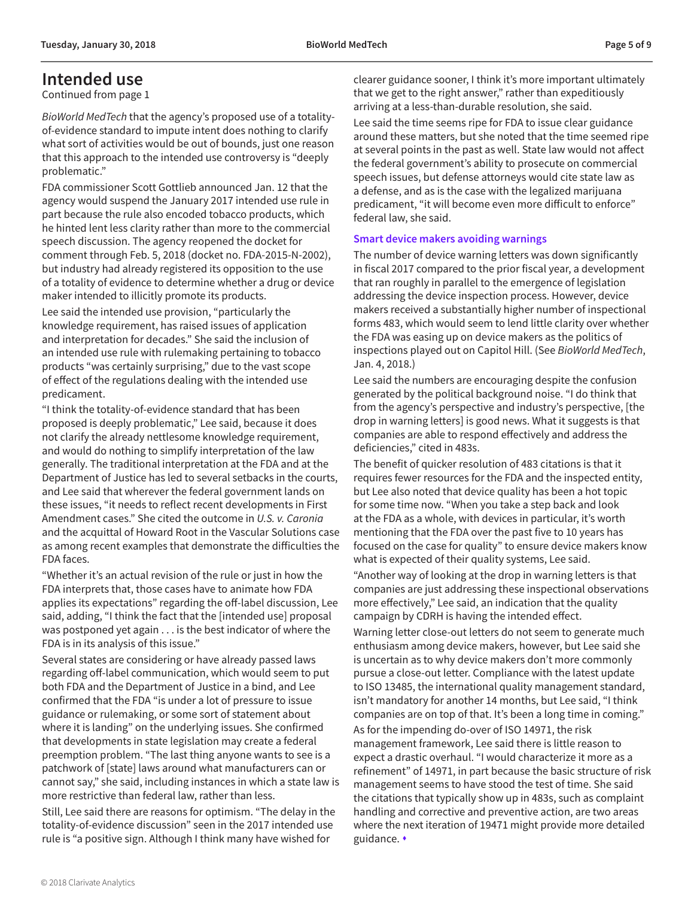## Intended use

Continued from page 1

*BioWorld MedTech* that the agency's proposed use of a totality-of-evidence standard to impute intent does nothing to clarify what sort of activities would be out of bounds, just one reason that this approach to the intended use controversy is "deeply problematic."

FDA commissioner Scott Gottlieb announced Jan. 12 that the agency would suspend the January 2017 intended use rule in part because the rule also encoded tobacco products, which he hinted lent less clarity rather than more to the commercial speech discussion. The agency reopened the docket for comment through Feb. 5, 2018 (docket no. FDA-2015-N-2002), but industry had already registered its opposition to the use of a totality of evidence to determine whether a drug or device maker intended to illicitly promote its products.

Lee said the intended use provision, "particularly the knowledge requirement, has raised issues of application and interpretation for decades." She said the inclusion of an intended use rule with rulemaking pertaining to tobacco products "was certainly surprising," due to the vast scope of effect of the regulations dealing with the intended use predicament.

"I think the totality-of-evidence standard that has been proposed is deeply problematic," Lee said, because it does not clarify the already nettlesome knowledge requirement, and would do nothing to simplify interpretation of the law generally. The traditional interpretation at the FDA and at the Department of Justice has led to several setbacks in the courts, and Lee said that wherever the federal government lands on these issues, "it needs to reflect recent developments in First Amendment cases." She cited the outcome in *U.S. v. Caronia* and the acquittal of Howard Root in the Vascular Solutions case as among recent examples that demonstrate the difficulties the FDA faces.

"Whether it's an actual revision of the rule or just in how the FDA interprets that, those cases have to animate how FDA applies its expectations" regarding the off-label discussion, Lee said, adding, "I think the fact that the [intended use] proposal was postponed yet again . . . is the best indicator of where the FDA is in its analysis of this issue."

Several states are considering or have already passed laws regarding off-label communication, which would seem to put both FDA and the Department of Justice in a bind, and Lee confirmed that the FDA "is under a lot of pressure to issue guidance or rulemaking, or some sort of statement about where it is landing" on the underlying issues. She confirmed that developments in state legislation may create a federal preemption problem. "The last thing anyone wants to see is a patchwork of [state] laws around what manufacturers can or cannot say," she said, including instances in which a state law is more restrictive than federal law, rather than less.

Still, Lee said there are reasons for optimism. "The delay in the totality-of-evidence discussion" seen in the 2017 intended use rule is "a positive sign. Although I think many have wished for clearer guidance sooner, I think it's more important ultimately that we get to the right answer," rather than expeditiously arriving at a less-than-durable resolution, she said.

Lee said the time seems ripe for FDA to issue clear guidance around these matters, but she noted that the time seemed ripe at several points in the past as well. State law would not affect the federal government's ability to prosecute on commercial speech issues, but defense attorneys would cite state law as a defense, and as is the case with the legalized marijuana predicament, "it will become even more difficult to enforce" federal law, she said.

### Smart device makers avoiding warnings

The number of device warning letters was down significantly in fiscal 2017 compared to the prior fiscal year, a development that ran roughly in parallel to the emergence of legislation addressing the device inspection process. However, device makers received a substantially higher number of inspectional forms 483, which would seem to lend little clarity over whether the FDA was easing up on device makers as the politics of inspections played out on Capitol Hill. (See *BioWorld MedTech*, Jan. 4, 2018.)

Lee said the numbers are encouraging despite the confusion generated by the political background noise. "I do think that from the agency's perspective and industry's perspective, [the drop in warning letters] is good news. What it suggests is that companies are able to respond effectively and address the deficiencies," cited in 483s.

The benefit of quicker resolution of 483 citations is that it requires fewer resources for the FDA and the inspected entity, but Lee also noted that device quality has been a hot topic for some time now. "When you take a step back and look at the FDA as a whole, with devices in particular, it's worth mentioning that the FDA over the past five to 10 years has focused on the case for quality" to ensure device makers know what is expected of their quality systems, Lee said.

"Another way of looking at the drop in warning letters is that companies are just addressing these inspectional observations more effectively," Lee said, an indication that the quality campaign by CDRH is having the intended effect.

Warning letter close-out letters do not seem to generate much enthusiasm among device makers, however, but Lee said she is uncertain as to why device makers don't more commonly pursue a close-out letter. Compliance with the latest update to ISO 13485, the international quality management standard, isn't mandatory for another 14 months, but Lee said, "I think companies are on top of that. It's been a long time in coming."

As for the impending do-over of ISO 14971, the risk management framework, Lee said there is little reason to expect a drastic overhaul. "I would characterize it more as a refinement" of 14971, in part because the basic structure of risk management seems to have stood the test of time. She said the citations that typically show up in 483s, such as complaint handling and corrective and preventive action, are two areas where the next iteration of 19471 might provide more detailed guidance. ♦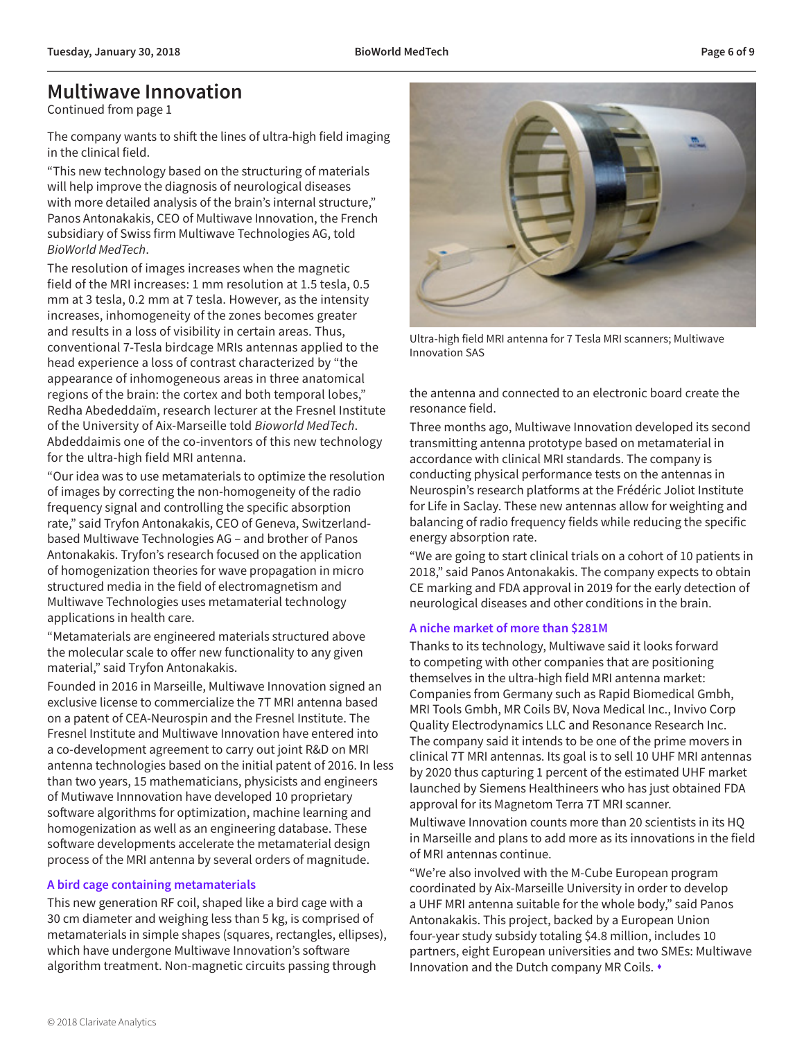## Multiwave Innovation

Continued from page 1

The company wants to shift the lines of ultra-high field imaging in the clinical field.

"This new technology based on the structuring of materials will help improve the diagnosis of neurological diseases with more detailed analysis of the brain's internal structure," Panos Antonakakis, CEO of Multiwave Innovation, the French subsidiary of Swiss firm Multiwave Technologies AG, told *BioWorld MedTech*.

The resolution of images increases when the magnetic field of the MRI increases: 1 mm resolution at 1.5 tesla, 0.5 mm at 3 tesla, 0.2 mm at 7 tesla. However, as the intensity increases, inhomogeneity of the zones becomes greater and results in a loss of visibility in certain areas. Thus, conventional 7-Tesla birdcage MRIs antennas applied to the head experience a loss of contrast characterized by "the appearance of inhomogeneous areas in three anatomical regions of the brain: the cortex and both temporal lobes," Redha Abededdaïm, research lecturer at the Fresnel Institute of the University of Aix-Marseille told *Bioworld MedTech*. Abdeddaimis one of the co-inventors of this new technology for the ultra-high field MRI antenna.

"Our idea was to use metamaterials to optimize the resolution of images by correcting the non-homogeneity of the radio frequency signal and controlling the specific absorption rate," said Tryfon Antonakakis, CEO of Geneva, Switzerland-based Multiwave Technologies AG – and brother of Panos Antonakakis. Tryfon's research focused on the application of homogenization theories for wave propagation in micro structured media in the field of electromagnetism and Multiwave Technologies uses metamaterial technology applications in health care.

"Metamaterials are engineered materials structured above the molecular scale to offer new functionality to any given material," said Tryfon Antonakakis.

Founded in 2016 in Marseille, Multiwave Innovation signed an exclusive license to commercialize the 7T MRI antenna based on a patent of CEA-Neurospin and the Fresnel Institute. The Fresnel Institute and Multiwave Innovation have entered into a co-development agreement to carry out joint R&D on MRI antenna technologies based on the initial patent of 2016. In less than two years, 15 mathematicians, physicists and engineers of Mutiwave Innnovation have developed 10 proprietary software algorithms for optimization, machine learning and homogenization as well as an engineering database. These software developments accelerate the metamaterial design process of the MRI antenna by several orders of magnitude.

### A bird cage containing metamaterials

This new generation RF coil, shaped like a bird cage with a 30 cm diameter and weighing less than 5 kg, is comprised of metamaterials in simple shapes (squares, rectangles, ellipses), which have undergone Multiwave Innovation's software algorithm treatment. Non-magnetic circuits passing through the antenna and connected to an electronic board create the resonance field.

Ultra-high field MRI antenna for 7 Tesla MRI scanners; Multiwave Innovation SAS

Three months ago, Multiwave Innovation developed its second transmitting antenna prototype based on metamaterial in accordance with clinical MRI standards. The company is conducting physical performance tests on the antennas in Neurospin's research platforms at the Frédéric Joliot Institute for Life in Saclay. These new antennas allow for weighting and balancing of radio frequency fields while reducing the specific energy absorption rate.

"We are going to start clinical trials on a cohort of 10 patients in 2018," said Panos Antonakakis. The company expects to obtain CE marking and FDA approval in 2019 for the early detection of neurological diseases and other conditions in the brain.

### A niche market of more than $281M

Thanks to its technology, Multiwave said it looks forward to competing with other companies that are positioning themselves in the ultra-high field MRI antenna market: Companies from Germany such as Rapid Biomedical Gmbh, MRI Tools Gmbh, MR Coils BV, Nova Medical Inc., Invivo Corp Quality Electrodynamics LLC and Resonance Research Inc. The company said it intends to be one of the prime movers in clinical 7T MRI antennas. Its goal is to sell 10 UHF MRI antennas by 2020 thus capturing 1 percent of the estimated UHF market launched by Siemens Healthineers who has just obtained FDA approval for its Magnetom Terra 7T MRI scanner.

Multiwave Innovation counts more than 20 scientists in its HQ in Marseille and plans to add more as its innovations in the field of MRI antennas continue.

"We're also involved with the M-Cube European program coordinated by Aix-Marseille University in order to develop a UHF MRI antenna suitable for the whole body," said Panos Antonakakis. This project, backed by a European Union four-year study subsidy totaling $4.8 million, includes 10 partners, eight European universities and two SMEs: Multiwave Innovation and the Dutch company MR Coils. ♦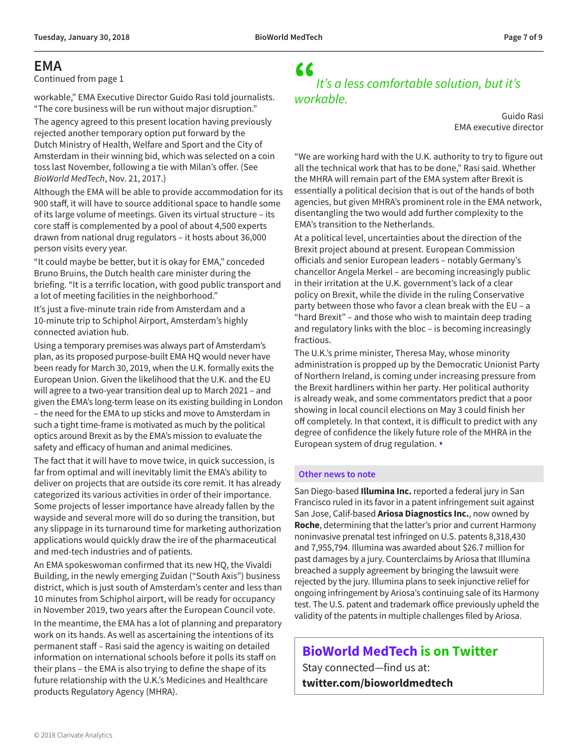## EMA

Continued from page 1

workable," EMA Executive Director Guido Rasi told journalists. "The core business will be run without major disruption."

The agency agreed to this present location having previously rejected another temporary option put forward by the Dutch Ministry of Health, Welfare and Sport and the City of Amsterdam in their winning bid, which was selected on a coin toss last November, following a tie with Milan's offer. (See *BioWorld MedTech*, Nov. 21, 2017.)

Although the EMA will be able to provide accommodation for its 900 staff, it will have to source additional space to handle some of its large volume of meetings. Given its virtual structure – its core staff is complemented by a pool of about 4,500 experts drawn from national drug regulators – it hosts about 36,000 person visits every year.

"It could maybe be better, but it is okay for EMA," conceded Bruno Bruins, the Dutch health care minister during the briefing. "It is a terrific location, with good public transport and a lot of meeting facilities in the neighborhood."

It's just a five-minute train ride from Amsterdam and a 10-minute trip to Schiphol Airport, Amsterdam's highly connected aviation hub.

Using a temporary premises was always part of Amsterdam's plan, as its proposed purpose-built EMA HQ would never have been ready for March 30, 2019, when the U.K. formally exits the European Union. Given the likelihood that the U.K. and the EU will agree to a two-year transition deal up to March 2021 – and given the EMA's long-term lease on its existing building in London – the need for the EMA to up sticks and move to Amsterdam in such a tight time-frame is motivated as much by the political optics around Brexit as by the EMA's mission to evaluate the safety and efficacy of human and animal medicines.

The fact that it will have to move twice, in quick succession, is far from optimal and will inevitably limit the EMA's ability to deliver on projects that are outside its core remit. It has already categorized its various activities in order of their importance. Some projects of lesser importance have already fallen by the wayside and several more will do so during the transition, but any slippage in its turnaround time for marketing authorization applications would quickly draw the ire of the pharmaceutical and med-tech industries and of patients.

An EMA spokeswoman confirmed that its new HQ, the Vivaldi Building, in the newly emerging Zuidan ("South Axis") business district, which is just south of Amsterdam's center and less than 10 minutes from Schiphol airport, will be ready for occupancy in November 2019, two years after the European Council vote.

In the meantime, the EMA has a lot of planning and preparatory work on its hands. As well as ascertaining the intentions of its permanent staff – Rasi said the agency is waiting on detailed information on international schools before it polls its staff on their plans – the EMA is also trying to define the shape of its future relationship with the U.K.'s Medicines and Healthcare products Regulatory Agency (MHRA).

> *"It's a less comfortable solution, but it's workable.*
>
> Guido Rasi
> EMA executive director

"We are working hard with the U.K. authority to try to figure out all the technical work that has to be done," Rasi said. Whether the MHRA will remain part of the EMA system after Brexit is essentially a political decision that is out of the hands of both agencies, but given MHRA's prominent role in the EMA network, disentangling the two would add further complexity to the EMA's transition to the Netherlands.

At a political level, uncertainties about the direction of the Brexit project abound at present. European Commission officials and senior European leaders – notably Germany's chancellor Angela Merkel – are becoming increasingly public in their irritation at the U.K. government's lack of a clear policy on Brexit, while the divide in the ruling Conservative party between those who favor a clean break with the EU – a "hard Brexit" – and those who wish to maintain deep trading and regulatory links with the bloc – is becoming increasingly fractious.

The U.K.'s prime minister, Theresa May, whose minority administration is propped up by the Democratic Unionist Party of Northern Ireland, is coming under increasing pressure from the Brexit hardliners within her party. Her political authority is already weak, and some commentators predict that a poor showing in local council elections on May 3 could finish her off completely. In that context, it is difficult to predict with any degree of confidence the likely future role of the MHRA in the European system of drug regulation. ♦

### Other news to note

San Diego-based **Illumina Inc.** reported a federal jury in San Francisco ruled in its favor in a patent infringement suit against San Jose, Calif-based **Ariosa Diagnostics Inc.**, now owned by **Roche**, determining that the latter's prior and current Harmony noninvasive prenatal test infringed on U.S. patents 8,318,430 and 7,955,794. Illumina was awarded about $26.7 million for past damages by a jury. Counterclaims by Ariosa that Illumina breached a supply agreement by bringing the lawsuit were rejected by the jury. Illumina plans to seek injunctive relief for ongoing infringement by Ariosa's continuing sale of its Harmony test. The U.S. patent and trademark office previously upheld the validity of the patents in multiple challenges filed by Ariosa.

### BioWorld MedTech is on Twitter

Stay connected—find us at:
**twitter.com/bioworldmedtech**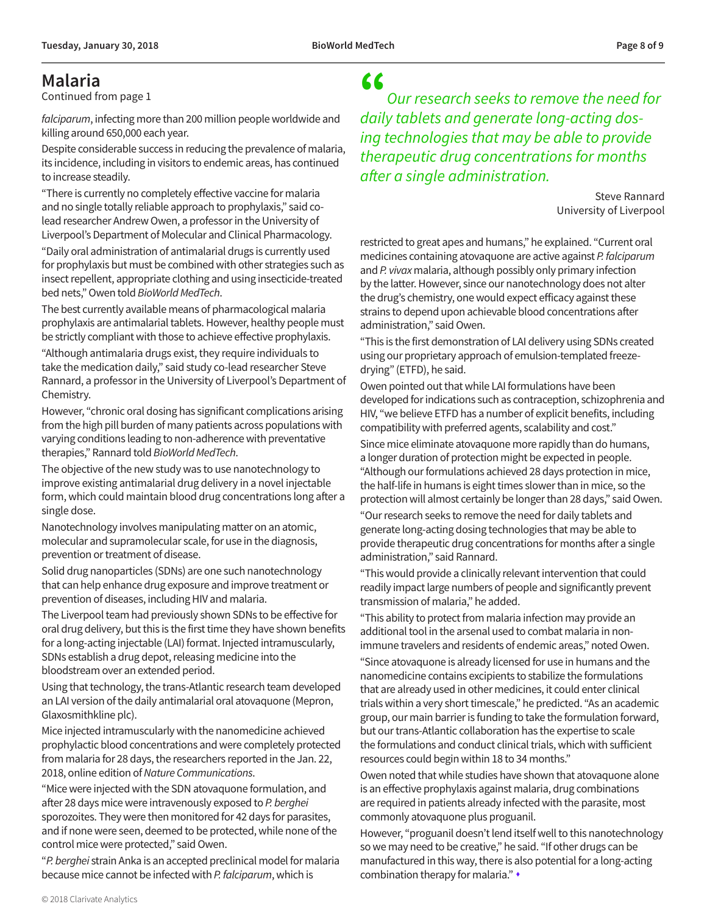## Malaria

Continued from page 1

*falciparum*, infecting more than 200 million people worldwide and killing around 650,000 each year.

Despite considerable success in reducing the prevalence of malaria, its incidence, including in visitors to endemic areas, has continued to increase steadily.

"There is currently no completely effective vaccine for malaria and no single totally reliable approach to prophylaxis," said co-lead researcher Andrew Owen, a professor in the University of Liverpool's Department of Molecular and Clinical Pharmacology.

"Daily oral administration of antimalarial drugs is currently used for prophylaxis but must be combined with other strategies such as insect repellent, appropriate clothing and using insecticide-treated bed nets," Owen told *BioWorld MedTech*.

The best currently available means of pharmacological malaria prophylaxis are antimalarial tablets. However, healthy people must be strictly compliant with those to achieve effective prophylaxis.

"Although antimalaria drugs exist, they require individuals to take the medication daily," said study co-lead researcher Steve Rannard, a professor in the University of Liverpool's Department of Chemistry.

However, "chronic oral dosing has significant complications arising from the high pill burden of many patients across populations with varying conditions leading to non-adherence with preventative therapies," Rannard told *BioWorld MedTech*.

The objective of the new study was to use nanotechnology to improve existing antimalarial drug delivery in a novel injectable form, which could maintain blood drug concentrations long after a single dose.

Nanotechnology involves manipulating matter on an atomic, molecular and supramolecular scale, for use in the diagnosis, prevention or treatment of disease.

Solid drug nanoparticles (SDNs) are one such nanotechnology that can help enhance drug exposure and improve treatment or prevention of diseases, including HIV and malaria.

The Liverpool team had previously shown SDNs to be effective for oral drug delivery, but this is the first time they have shown benefits for a long-acting injectable (LAI) format. Injected intramuscularly, SDNs establish a drug depot, releasing medicine into the bloodstream over an extended period.

Using that technology, the trans-Atlantic research team developed an LAI version of the daily antimalarial oral atovaquone (Mepron, Glaxosmithkline plc).

Mice injected intramuscularly with the nanomedicine achieved prophylactic blood concentrations and were completely protected from malaria for 28 days, the researchers reported in the Jan. 22, 2018, online edition of *Nature Communications*.

"Mice were injected with the SDN atovaquone formulation, and after 28 days mice were intravenously exposed to *P. berghei* sporozoites. They were then monitored for 42 days for parasites, and if none were seen, deemed to be protected, while none of the control mice were protected," said Owen.

"*P. berghei* strain Anka is an accepted preclinical model for malaria because mice cannot be infected with *P. falciparum*, which is restricted to great apes and humans," he explained. "Current oral medicines containing atovaquone are active against *P. falciparum* and *P. vivax* malaria, although possibly only primary infection by the latter. However, since our nanotechnology does not alter the drug's chemistry, one would expect efficacy against these strains to depend upon achievable blood concentrations after administration," said Owen.

> *"Our research seeks to remove the need for daily tablets and generate long-acting dosing technologies that may be able to provide therapeutic drug concentrations for months after a single administration.*
>
> Steve Rannard
> University of Liverpool

"This is the first demonstration of LAI delivery using SDNs created using our proprietary approach of emulsion-templated freeze-drying" (ETFD), he said.

Owen pointed out that while LAI formulations have been developed for indications such as contraception, schizophrenia and HIV, "we believe ETFD has a number of explicit benefits, including compatibility with preferred agents, scalability and cost."

Since mice eliminate atovaquone more rapidly than do humans, a longer duration of protection might be expected in people. "Although our formulations achieved 28 days protection in mice, the half-life in humans is eight times slower than in mice, so the protection will almost certainly be longer than 28 days," said Owen.

"Our research seeks to remove the need for daily tablets and generate long-acting dosing technologies that may be able to provide therapeutic drug concentrations for months after a single administration," said Rannard.

"This would provide a clinically relevant intervention that could readily impact large numbers of people and significantly prevent transmission of malaria," he added.

"This ability to protect from malaria infection may provide an additional tool in the arsenal used to combat malaria in non-immune travelers and residents of endemic areas," noted Owen.

"Since atovaquone is already licensed for use in humans and the nanomedicine contains excipients to stabilize the formulations that are already used in other medicines, it could enter clinical trials within a very short timescale," he predicted. "As an academic group, our main barrier is funding to take the formulation forward, but our trans-Atlantic collaboration has the expertise to scale the formulations and conduct clinical trials, which with sufficient resources could begin within 18 to 34 months."

Owen noted that while studies have shown that atovaquone alone is an effective prophylaxis against malaria, drug combinations are required in patients already infected with the parasite, most commonly atovaquone plus proguanil.

However, "proguanil doesn't lend itself well to this nanotechnology so we may need to be creative," he said. "If other drugs can be manufactured in this way, there is also potential for a long-acting combination therapy for malaria." ♦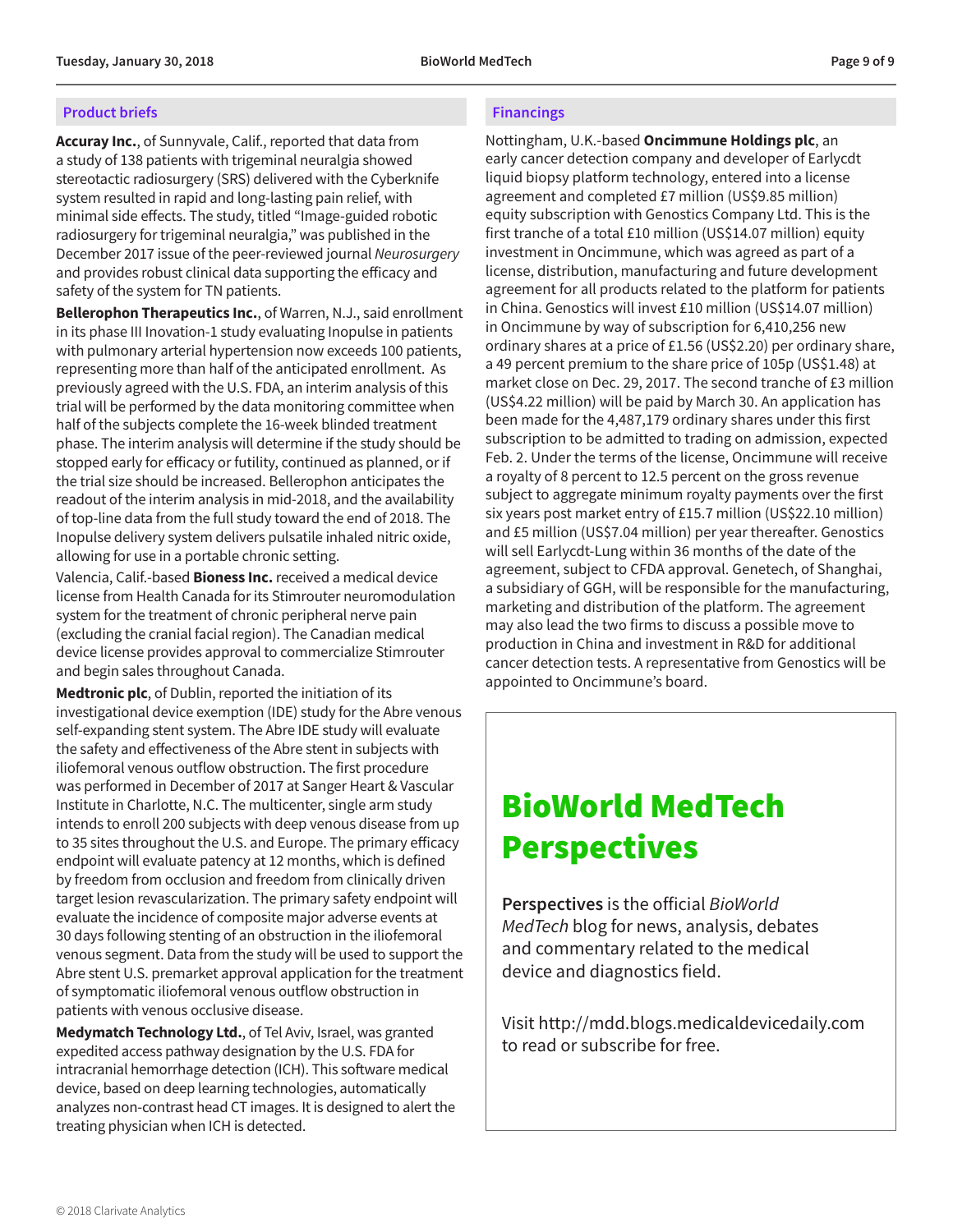## Product briefs

**Accuray Inc.**, of Sunnyvale, Calif., reported that data from a study of 138 patients with trigeminal neuralgia showed stereotactic radiosurgery (SRS) delivered with the Cyberknife system resulted in rapid and long-lasting pain relief, with minimal side effects. The study, titled "Image-guided robotic radiosurgery for trigeminal neuralgia," was published in the December 2017 issue of the peer-reviewed journal *Neurosurgery* and provides robust clinical data supporting the efficacy and safety of the system for TN patients.

**Bellerophon Therapeutics Inc.**, of Warren, N.J., said enrollment in its phase III Inovation-1 study evaluating Inopulse in patients with pulmonary arterial hypertension now exceeds 100 patients, representing more than half of the anticipated enrollment. As previously agreed with the U.S. FDA, an interim analysis of this trial will be performed by the data monitoring committee when half of the subjects complete the 16-week blinded treatment phase. The interim analysis will determine if the study should be stopped early for efficacy or futility, continued as planned, or if the trial size should be increased. Bellerophon anticipates the readout of the interim analysis in mid-2018, and the availability of top-line data from the full study toward the end of 2018. The Inopulse delivery system delivers pulsatile inhaled nitric oxide, allowing for use in a portable chronic setting.

Valencia, Calif.-based **Bioness Inc.** received a medical device license from Health Canada for its Stimrouter neuromodulation system for the treatment of chronic peripheral nerve pain (excluding the cranial facial region). The Canadian medical device license provides approval to commercialize Stimrouter and begin sales throughout Canada.

**Medtronic plc**, of Dublin, reported the initiation of its investigational device exemption (IDE) study for the Abre venous self-expanding stent system. The Abre IDE study will evaluate the safety and effectiveness of the Abre stent in subjects with iliofemoral venous outflow obstruction. The first procedure was performed in December of 2017 at Sanger Heart & Vascular Institute in Charlotte, N.C. The multicenter, single arm study intends to enroll 200 subjects with deep venous disease from up to 35 sites throughout the U.S. and Europe. The primary efficacy endpoint will evaluate patency at 12 months, which is defined by freedom from occlusion and freedom from clinically driven target lesion revascularization. The primary safety endpoint will evaluate the incidence of composite major adverse events at 30 days following stenting of an obstruction in the iliofemoral venous segment. Data from the study will be used to support the Abre stent U.S. premarket approval application for the treatment of symptomatic iliofemoral venous outflow obstruction in patients with venous occlusive disease.

**Medymatch Technology Ltd.**, of Tel Aviv, Israel, was granted expedited access pathway designation by the U.S. FDA for intracranial hemorrhage detection (ICH). This software medical device, based on deep learning technologies, automatically analyzes non-contrast head CT images. It is designed to alert the treating physician when ICH is detected.

## Financings

Nottingham, U.K.-based **Oncimmune Holdings plc**, an early cancer detection company and developer of Earlycdt liquid biopsy platform technology, entered into a license agreement and completed £7 million (US$9.85 million) equity subscription with Genostics Company Ltd. This is the first tranche of a total £10 million (US$14.07 million) equity investment in Oncimmune, which was agreed as part of a license, distribution, manufacturing and future development agreement for all products related to the platform for patients in China. Genostics will invest £10 million (US$14.07 million) in Oncimmune by way of subscription for 6,410,256 new ordinary shares at a price of £1.56 (US$2.20) per ordinary share, a 49 percent premium to the share price of 105p (US$1.48) at market close on Dec. 29, 2017. The second tranche of £3 million (US$4.22 million) will be paid by March 30. An application has been made for the 4,487,179 ordinary shares under this first subscription to be admitted to trading on admission, expected Feb. 2. Under the terms of the license, Oncimmune will receive a royalty of 8 percent to 12.5 percent on the gross revenue subject to aggregate minimum royalty payments over the first six years post market entry of £15.7 million (US$22.10 million) and £5 million (US$7.04 million) per year thereafter. Genostics will sell Earlycdt-Lung within 36 months of the date of the agreement, subject to CFDA approval. Genetech, of Shanghai, a subsidiary of GGH, will be responsible for the manufacturing, marketing and distribution of the platform. The agreement may also lead the two firms to discuss a possible move to production in China and investment in R&D for additional cancer detection tests. A representative from Genostics will be appointed to Oncimmune's board.

## BioWorld MedTech Perspectives

**Perspectives** is the official *BioWorld MedTech* blog for news, analysis, debates and commentary related to the medical device and diagnostics field.

Visit http://mdd.blogs.medicaldevicedaily.com to read or subscribe for free.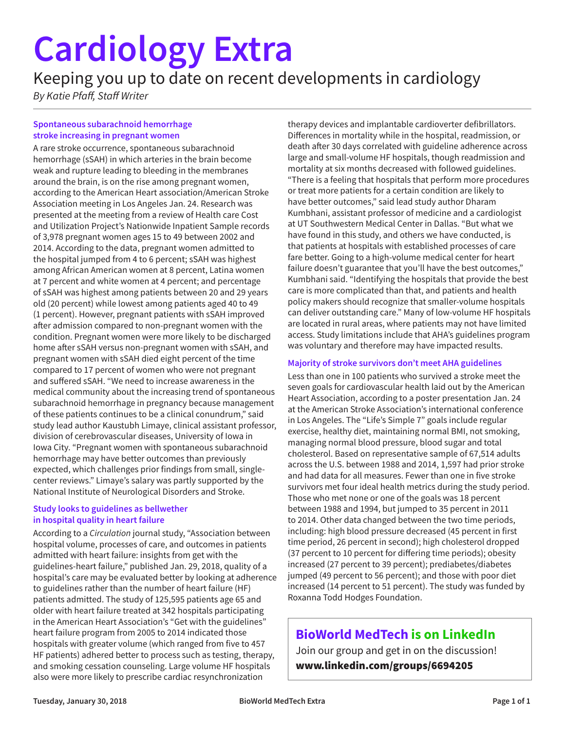# Cardiology Extra

Keeping you up to date on recent developments in cardiology

*By Katie Pfaff, Staff Writer*

### Spontaneous subarachnoid hemorrhage stroke increasing in pregnant women

A rare stroke occurrence, spontaneous subarachnoid hemorrhage (sSAH) in which arteries in the brain become weak and rupture leading to bleeding in the membranes around the brain, is on the rise among pregnant women, according to the American Heart association/American Stroke Association meeting in Los Angeles Jan. 24. Research was presented at the meeting from a review of Health care Cost and Utilization Project's Nationwide Inpatient Sample records of 3,978 pregnant women ages 15 to 49 between 2002 and 2014. According to the data, pregnant women admitted to the hospital jumped from 4 to 6 percent; sSAH was highest among African American women at 8 percent, Latina women at 7 percent and white women at 4 percent; and percentage of sSAH was highest among patients between 20 and 29 years old (20 percent) while lowest among patients aged 40 to 49 (1 percent). However, pregnant patients with sSAH improved after admission compared to non-pregnant women with the condition. Pregnant women were more likely to be discharged home after sSAH versus non-pregnant women with sSAH, and pregnant women with sSAH died eight percent of the time compared to 17 percent of women who were not pregnant and suffered sSAH. "We need to increase awareness in the medical community about the increasing trend of spontaneous subarachnoid hemorrhage in pregnancy because management of these patients continues to be a clinical conundrum," said study lead author Kaustubh Limaye, clinical assistant professor, division of cerebrovascular diseases, University of Iowa in Iowa City. "Pregnant women with spontaneous subarachnoid hemorrhage may have better outcomes than previously expected, which challenges prior findings from small, single-center reviews." Limaye's salary was partly supported by the National Institute of Neurological Disorders and Stroke.

### Study looks to guidelines as bellwether in hospital quality in heart failure

According to a *Circulation* journal study, "Association between hospital volume, processes of care, and outcomes in patients admitted with heart failure: insights from get with the guidelines-heart failure," published Jan. 29, 2018, quality of a hospital's care may be evaluated better by looking at adherence to guidelines rather than the number of heart failure (HF) patients admitted. The study of 125,595 patients age 65 and older with heart failure treated at 342 hospitals participating in the American Heart Association's "Get with the guidelines" heart failure program from 2005 to 2014 indicated those hospitals with greater volume (which ranged from five to 457 HF patients) adhered better to process such as testing, therapy, and smoking cessation counseling. Large volume HF hospitals also were more likely to prescribe cardiac resynchronization therapy devices and implantable cardioverter defibrillators. Differences in mortality while in the hospital, readmission, or death after 30 days correlated with guideline adherence across large and small-volume HF hospitals, though readmission and mortality at six months decreased with followed guidelines. "There is a feeling that hospitals that perform more procedures or treat more patients for a certain condition are likely to have better outcomes," said lead study author Dharam Kumbhani, assistant professor of medicine and a cardiologist at UT Southwestern Medical Center in Dallas. "But what we have found in this study, and others we have conducted, is that patients at hospitals with established processes of care fare better. Going to a high-volume medical center for heart failure doesn't guarantee that you'll have the best outcomes," Kumbhani said. "Identifying the hospitals that provide the best care is more complicated than that, and patients and health policy makers should recognize that smaller-volume hospitals can deliver outstanding care." Many of low-volume HF hospitals are located in rural areas, where patients may not have limited access. Study limitations include that AHA's guidelines program was voluntary and therefore may have impacted results.

### Majority of stroke survivors don't meet AHA guidelines

Less than one in 100 patients who survived a stroke meet the seven goals for cardiovascular health laid out by the American Heart Association, according to a poster presentation Jan. 24 at the American Stroke Association's international conference in Los Angeles. The "Life's Simple 7" goals include regular exercise, healthy diet, maintaining normal BMI, not smoking, managing normal blood pressure, blood sugar and total cholesterol. Based on representative sample of 67,514 adults across the U.S. between 1988 and 2014, 1,597 had prior stroke and had data for all measures. Fewer than one in five stroke survivors met four ideal health metrics during the study period. Those who met none or one of the goals was 18 percent between 1988 and 1994, but jumped to 35 percent in 2011 to 2014. Other data changed between the two time periods, including: high blood pressure decreased (45 percent in first time period, 26 percent in second); high cholesterol dropped (37 percent to 10 percent for differing time periods); obesity increased (27 percent to 39 percent); prediabetes/diabetes jumped (49 percent to 56 percent); and those with poor diet increased (14 percent to 51 percent). The study was funded by Roxanna Todd Hodges Foundation.

**BioWorld MedTech is on LinkedIn**

Join our group and get in on the discussion!

**www.linkedin.com/groups/6694205**